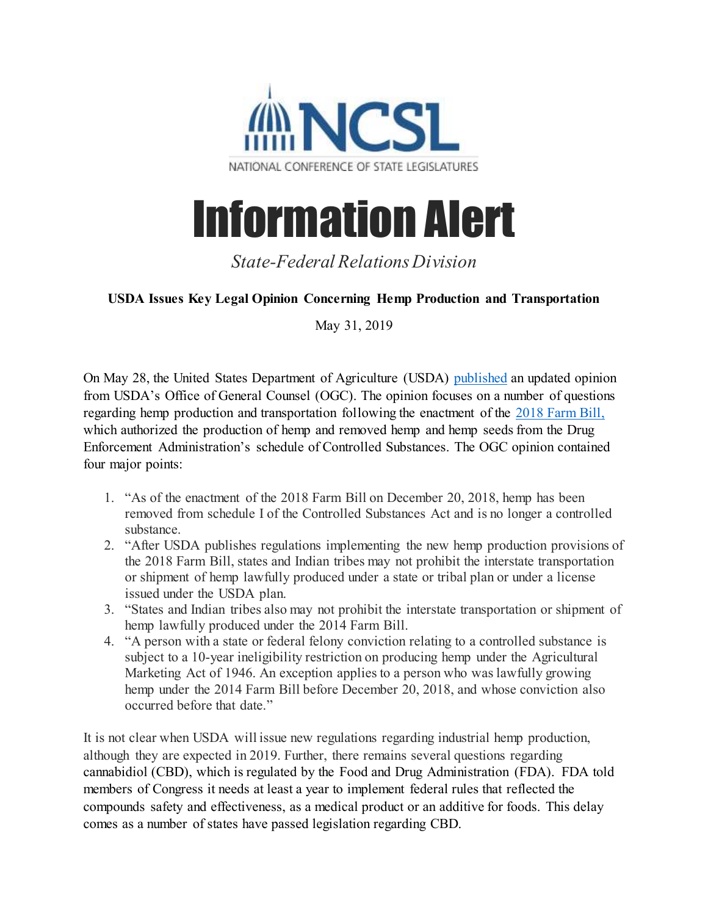NATIONAL CONFERENCE OF STATE LEGISLATURES

# Information Alert

*State-Federal Relations Division*

**USDA Issues Key Legal Opinion Concerning Hemp Production and Transportation**

May 31, 2019

On May 28, the United States Department of Agriculture (USDA) published an updated opinion from USDA's Office of General Counsel (OGC). The opinion focuses on a number of questions regarding hemp production and transportation following the enactment of the 2018 Farm Bill, which authorized the production of hemp and removed hemp and hemp seeds from the Drug Enforcement Administration's schedule of Controlled Substances. The OGC opinion contained four major points:

1. "As of the enactment of the 2018 Farm Bill on December 20, 2018, hemp has been removed from schedule I of the Controlled Substances Act and is no longer a controlled substance.
2. "After USDA publishes regulations implementing the new hemp production provisions of the 2018 Farm Bill, states and Indian tribes may not prohibit the interstate transportation or shipment of hemp lawfully produced under a state or tribal plan or under a license issued under the USDA plan.
3. "States and Indian tribes also may not prohibit the interstate transportation or shipment of hemp lawfully produced under the 2014 Farm Bill.
4. "A person with a state or federal felony conviction relating to a controlled substance is subject to a 10-year ineligibility restriction on producing hemp under the Agricultural Marketing Act of 1946. An exception applies to a person who was lawfully growing hemp under the 2014 Farm Bill before December 20, 2018, and whose conviction also occurred before that date."

It is not clear when USDA will issue new regulations regarding industrial hemp production, although they are expected in 2019. Further, there remains several questions regarding cannabidiol (CBD), which is regulated by the Food and Drug Administration (FDA). FDA told members of Congress it needs at least a year to implement federal rules that reflected the compounds safety and effectiveness, as a medical product or an additive for foods. This delay comes as a number of states have passed legislation regarding CBD.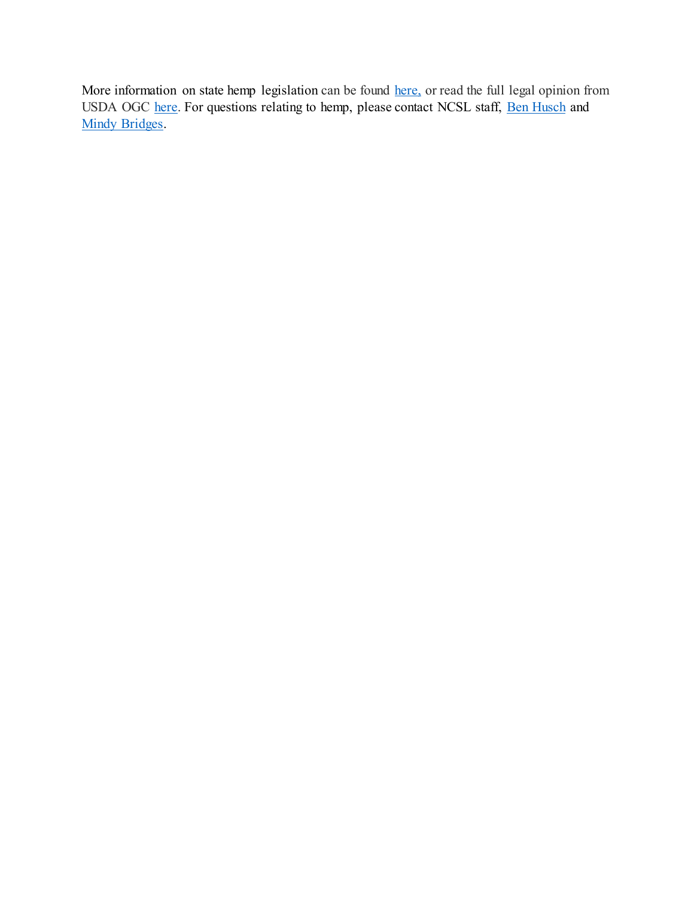More information on state hemp legislation can be found here, or read the full legal opinion from USDA OGC here. For questions relating to hemp, please contact NCSL staff, Ben Husch and Mindy Bridges.